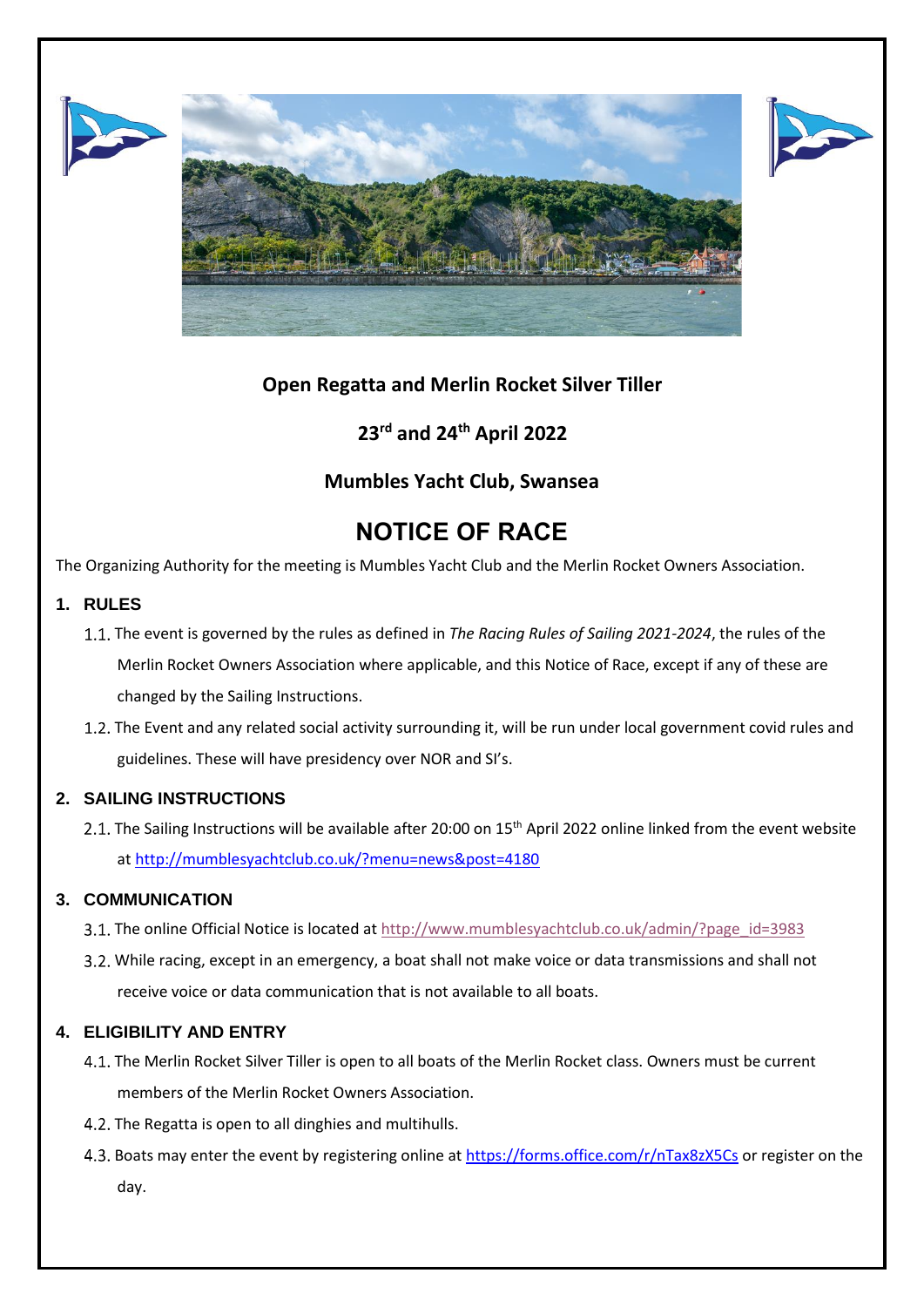**Open Regatta and Merlin Rocket Silver Tiller**

**23rd and 24th April 2022**

**Mumbles Yacht Club, Swansea**

# NOTICE OF RACE

The Organizing Authority for the meeting is Mumbles Yacht Club and the Merlin Rocket Owners Association.

## 1. RULES

1.1. The event is governed by the rules as defined in *The Racing Rules of Sailing 2021-2024*, the rules of the Merlin Rocket Owners Association where applicable, and this Notice of Race, except if any of these are changed by the Sailing Instructions.

1.2. The Event and any related social activity surrounding it, will be run under local government covid rules and guidelines. These will have presidency over NOR and SI's.

## 2. SAILING INSTRUCTIONS

2.1. The Sailing Instructions will be available after 20:00 on 15th April 2022 online linked from the event website at http://mumblesyachtclub.co.uk/?menu=news&post=4180

## 3. COMMUNICATION

3.1. The online Official Notice is located at http://www.mumblesyachtclub.co.uk/admin/?page_id=3983

3.2. While racing, except in an emergency, a boat shall not make voice or data transmissions and shall not receive voice or data communication that is not available to all boats.

## 4. ELIGIBILITY AND ENTRY

4.1. The Merlin Rocket Silver Tiller is open to all boats of the Merlin Rocket class. Owners must be current members of the Merlin Rocket Owners Association.

4.2. The Regatta is open to all dinghies and multihulls.

4.3. Boats may enter the event by registering online at https://forms.office.com/r/nTax8zX5Cs or register on the day.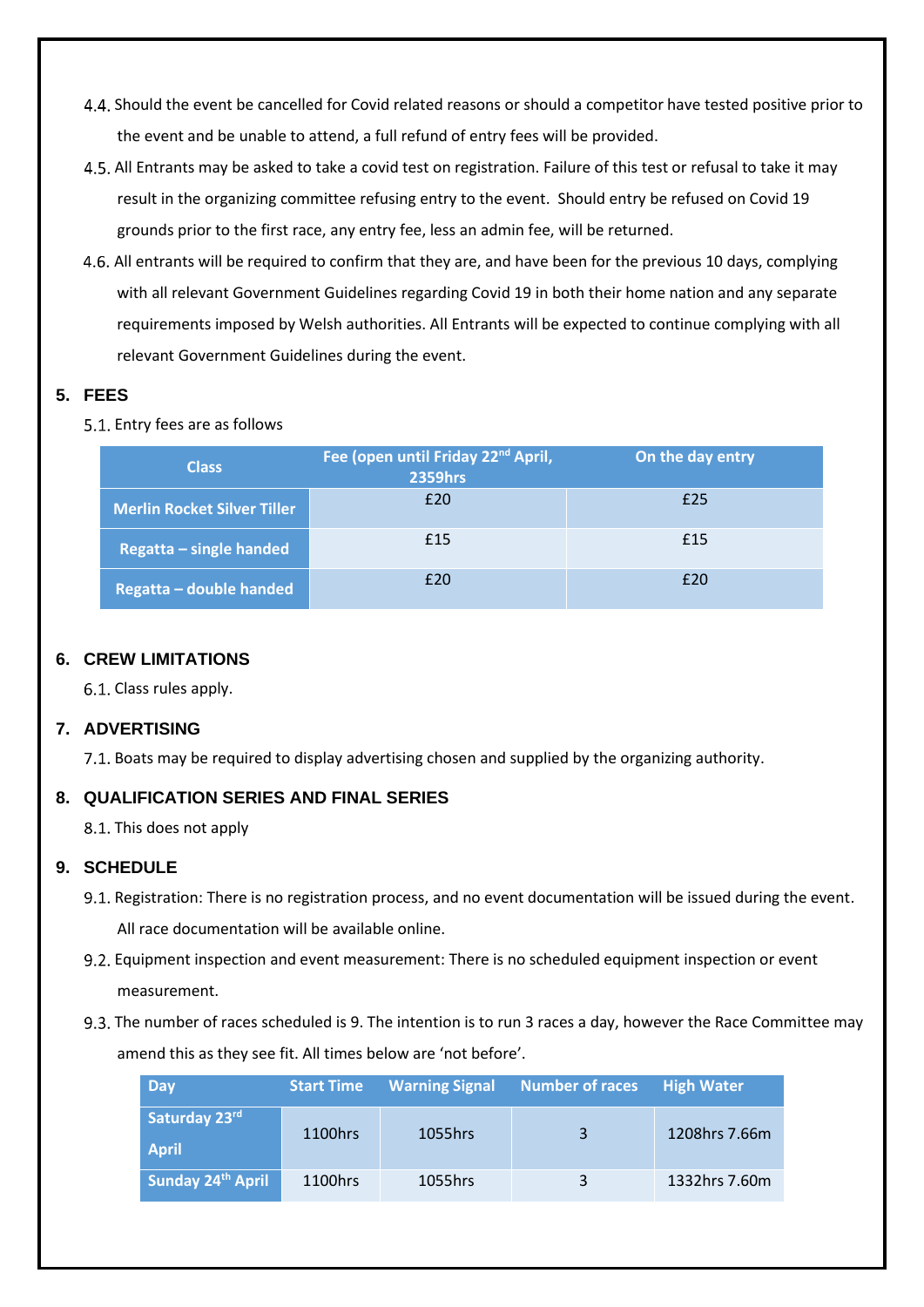4.4. Should the event be cancelled for Covid related reasons or should a competitor have tested positive prior to the event and be unable to attend, a full refund of entry fees will be provided.

4.5. All Entrants may be asked to take a covid test on registration. Failure of this test or refusal to take it may result in the organizing committee refusing entry to the event. Should entry be refused on Covid 19 grounds prior to the first race, any entry fee, less an admin fee, will be returned.

4.6. All entrants will be required to confirm that they are, and have been for the previous 10 days, complying with all relevant Government Guidelines regarding Covid 19 in both their home nation and any separate requirements imposed by Welsh authorities. All Entrants will be expected to continue complying with all relevant Government Guidelines during the event.

## 5. FEES

5.1. Entry fees are as follows

| Class | Fee (open until Friday 22nd April, 2359hrs | On the day entry |
|---|---|---|
| Merlin Rocket Silver Tiller | £20 | £25 |
| Regatta – single handed | £15 | £15 |
| Regatta – double handed | £20 | £20 |

## 6. CREW LIMITATIONS

6.1. Class rules apply.

## 7. ADVERTISING

7.1. Boats may be required to display advertising chosen and supplied by the organizing authority.

## 8. QUALIFICATION SERIES AND FINAL SERIES

8.1. This does not apply

## 9. SCHEDULE

9.1. Registration: There is no registration process, and no event documentation will be issued during the event. All race documentation will be available online.

9.2. Equipment inspection and event measurement: There is no scheduled equipment inspection or event measurement.

9.3. The number of races scheduled is 9. The intention is to run 3 races a day, however the Race Committee may amend this as they see fit. All times below are 'not before'.

| Day | Start Time | Warning Signal | Number of races | High Water |
|---|---|---|---|---|
| Saturday 23rd April | 1100hrs | 1055hrs | 3 | 1208hrs 7.66m |
| Sunday 24th April | 1100hrs | 1055hrs | 3 | 1332hrs 7.60m |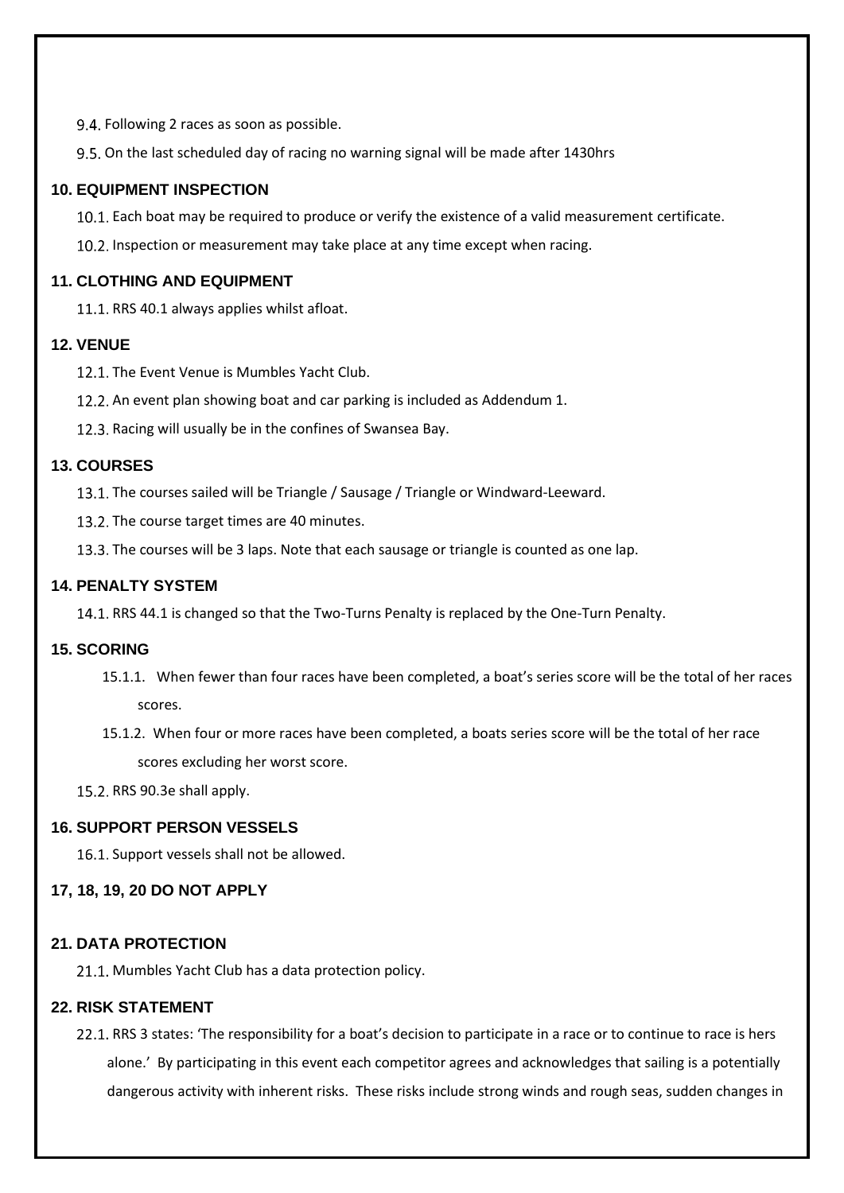9.4. Following 2 races as soon as possible.

9.5. On the last scheduled day of racing no warning signal will be made after 1430hrs

## 10. EQUIPMENT INSPECTION

10.1. Each boat may be required to produce or verify the existence of a valid measurement certificate.

10.2. Inspection or measurement may take place at any time except when racing.

## 11. CLOTHING AND EQUIPMENT

11.1. RRS 40.1 always applies whilst afloat.

## 12. VENUE

12.1. The Event Venue is Mumbles Yacht Club.

12.2. An event plan showing boat and car parking is included as Addendum 1.

12.3. Racing will usually be in the confines of Swansea Bay.

## 13. COURSES

13.1. The courses sailed will be Triangle / Sausage / Triangle or Windward-Leeward.

13.2. The course target times are 40 minutes.

13.3. The courses will be 3 laps. Note that each sausage or triangle is counted as one lap.

## 14. PENALTY SYSTEM

14.1. RRS 44.1 is changed so that the Two-Turns Penalty is replaced by the One-Turn Penalty.

## 15. SCORING

15.1.1. When fewer than four races have been completed, a boat's series score will be the total of her races scores.

15.1.2. When four or more races have been completed, a boats series score will be the total of her race scores excluding her worst score.

15.2. RRS 90.3e shall apply.

## 16. SUPPORT PERSON VESSELS

16.1. Support vessels shall not be allowed.

## 17, 18, 19, 20 DO NOT APPLY

## 21. DATA PROTECTION

21.1. Mumbles Yacht Club has a data protection policy.

## 22. RISK STATEMENT

22.1. RRS 3 states: 'The responsibility for a boat's decision to participate in a race or to continue to race is hers alone.' By participating in this event each competitor agrees and acknowledges that sailing is a potentially dangerous activity with inherent risks. These risks include strong winds and rough seas, sudden changes in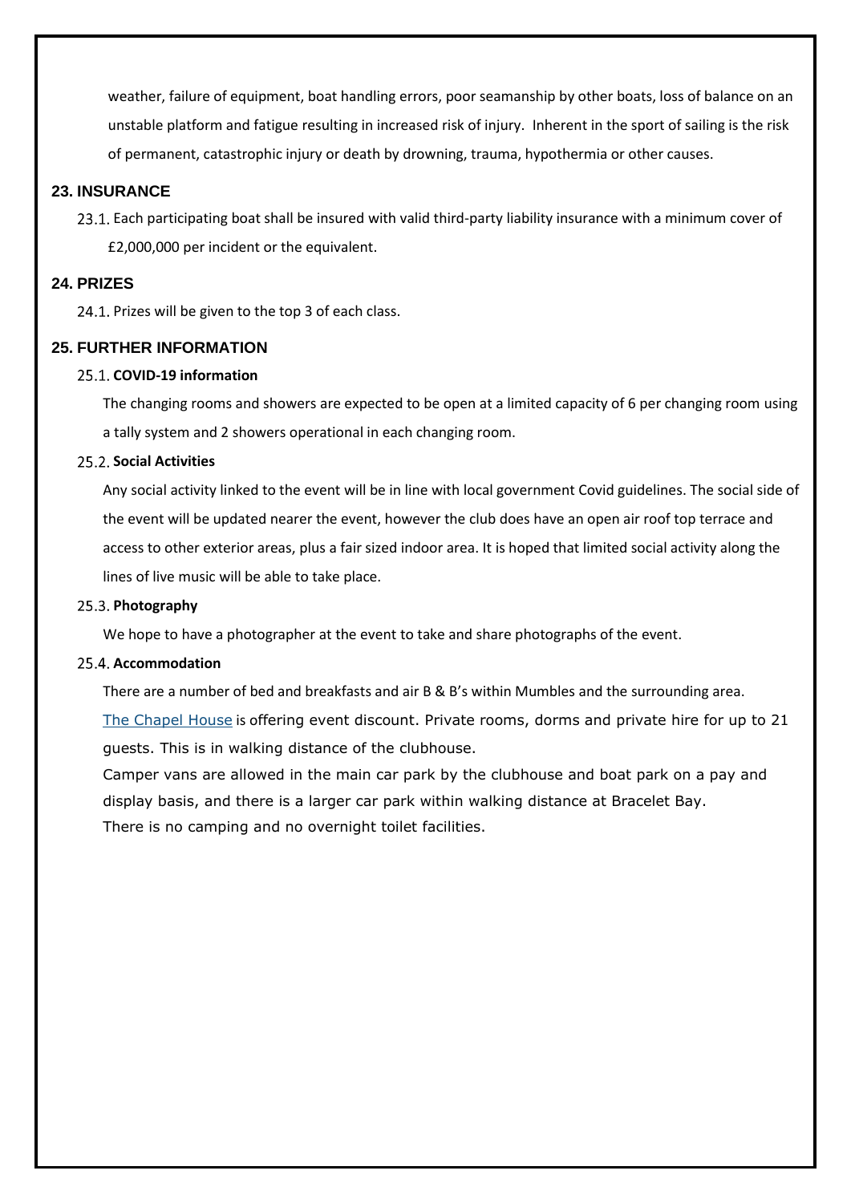weather, failure of equipment, boat handling errors, poor seamanship by other boats, loss of balance on an unstable platform and fatigue resulting in increased risk of injury. Inherent in the sport of sailing is the risk of permanent, catastrophic injury or death by drowning, trauma, hypothermia or other causes.

## 23. INSURANCE

23.1. Each participating boat shall be insured with valid third-party liability insurance with a minimum cover of £2,000,000 per incident or the equivalent.

## 24. PRIZES

24.1. Prizes will be given to the top 3 of each class.

## 25. FURTHER INFORMATION

### 25.1. COVID-19 information

The changing rooms and showers are expected to be open at a limited capacity of 6 per changing room using a tally system and 2 showers operational in each changing room.

### 25.2. Social Activities

Any social activity linked to the event will be in line with local government Covid guidelines. The social side of the event will be updated nearer the event, however the club does have an open air roof top terrace and access to other exterior areas, plus a fair sized indoor area. It is hoped that limited social activity along the lines of live music will be able to take place.

### 25.3. Photography

We hope to have a photographer at the event to take and share photographs of the event.

### 25.4. Accommodation

There are a number of bed and breakfasts and air B & B's within Mumbles and the surrounding area.

The Chapel House is offering event discount. Private rooms, dorms and private hire for up to 21 guests. This is in walking distance of the clubhouse.

Camper vans are allowed in the main car park by the clubhouse and boat park on a pay and display basis, and there is a larger car park within walking distance at Bracelet Bay.

There is no camping and no overnight toilet facilities.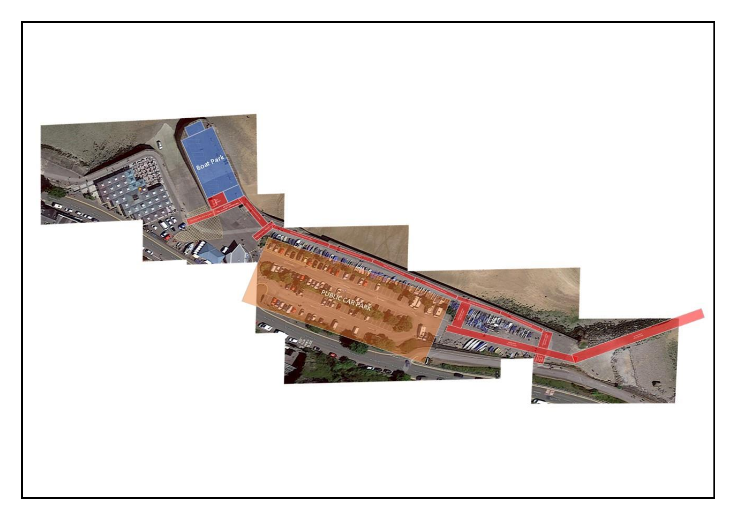Boat Park

PUBLIC CAR PARK